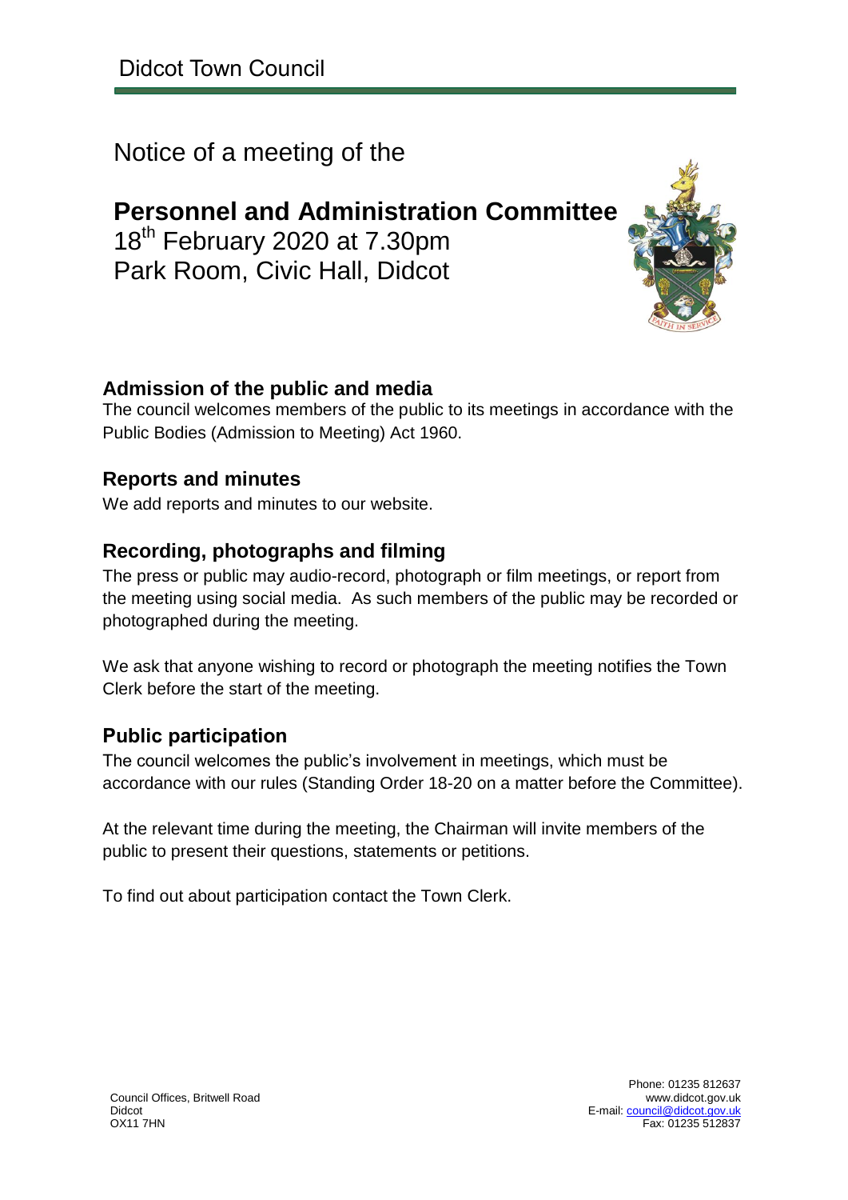Didcot Town Council

Notice of a meeting of the

# Personnel and Administration Committee

18th February 2020 at 7.30pm
Park Room, Civic Hall, Didcot

## Admission of the public and media

The council welcomes members of the public to its meetings in accordance with the Public Bodies (Admission to Meeting) Act 1960.

## Reports and minutes

We add reports and minutes to our website.

## Recording, photographs and filming

The press or public may audio-record, photograph or film meetings, or report from the meeting using social media. As such members of the public may be recorded or photographed during the meeting.

We ask that anyone wishing to record or photograph the meeting notifies the Town Clerk before the start of the meeting.

## Public participation

The council welcomes the public's involvement in meetings, which must be accordance with our rules (Standing Order 18-20 on a matter before the Committee).

At the relevant time during the meeting, the Chairman will invite members of the public to present their questions, statements or petitions.

To find out about participation contact the Town Clerk.

Council Offices, Britwell Road
Didcot
OX11 7HN

Phone: 01235 812637
www.didcot.gov.uk
E-mail: council@didcot.gov.uk
Fax: 01235 512837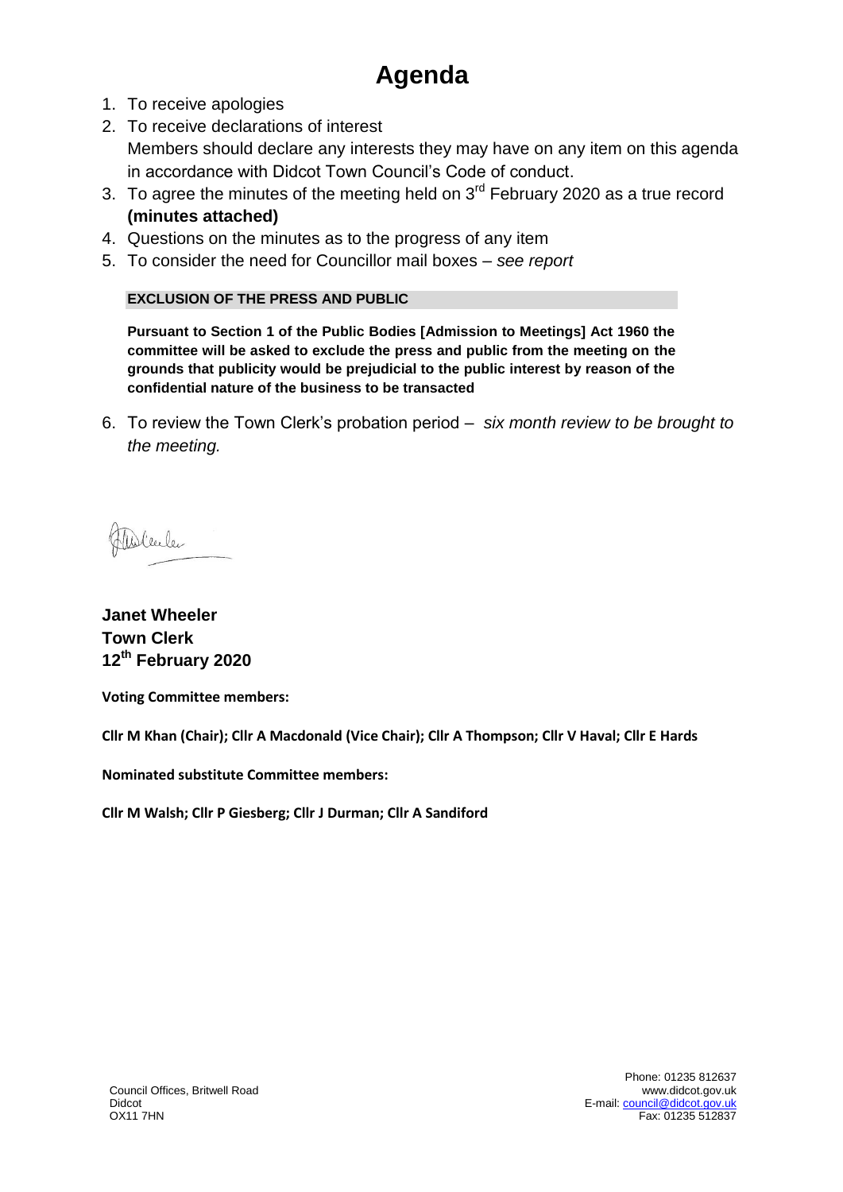# Agenda

1. To receive apologies
2. To receive declarations of interest

   Members should declare any interests they may have on any item on this agenda in accordance with Didcot Town Council's Code of conduct.
3. To agree the minutes of the meeting held on 3rd February 2020 as a true record **(minutes attached)**
4. Questions on the minutes as to the progress of any item
5. To consider the need for Councillor mail boxes – *see report*

**EXCLUSION OF THE PRESS AND PUBLIC**

**Pursuant to Section 1 of the Public Bodies [Admission to Meetings] Act 1960 the committee will be asked to exclude the press and public from the meeting on the grounds that publicity would be prejudicial to the public interest by reason of the confidential nature of the business to be transacted**

6. To review the Town Clerk's probation period – *six month review to be brought to the meeting.*

**Janet Wheeler**
**Town Clerk**
**12th February 2020**

**Voting Committee members:**

**Cllr M Khan (Chair); Cllr A Macdonald (Vice Chair); Cllr A Thompson; Cllr V Haval; Cllr E Hards**

**Nominated substitute Committee members:**

**Cllr M Walsh; Cllr P Giesberg; Cllr J Durman; Cllr A Sandiford**

Council Offices, Britwell Road
Didcot
OX11 7HN

Phone: 01235 812637
www.didcot.gov.uk
E-mail: council@didcot.gov.uk
Fax: 01235 512837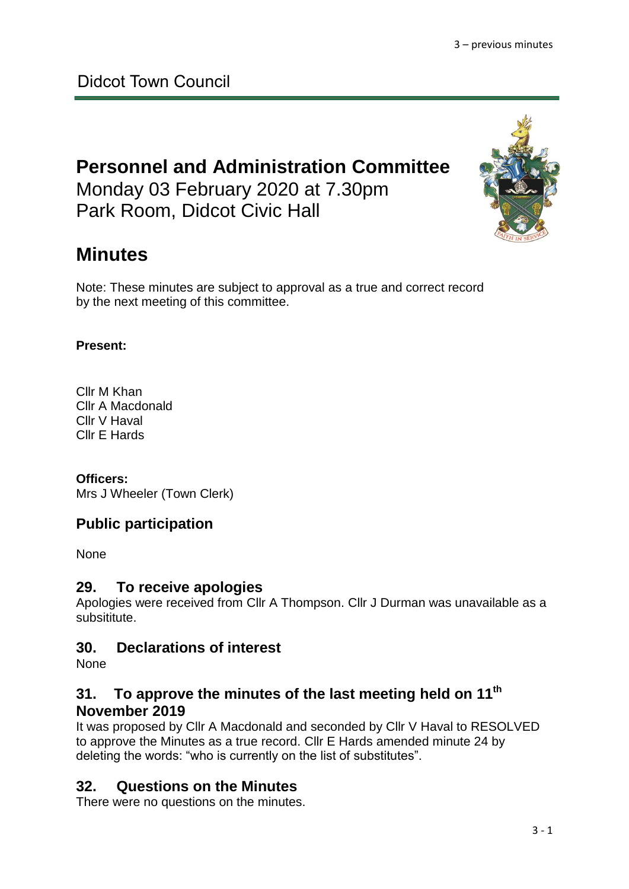Didcot Town Council

# Personnel and Administration Committee

Monday 03 February 2020 at 7.30pm
Park Room, Didcot Civic Hall

# Minutes

Note: These minutes are subject to approval as a true and correct record by the next meeting of this committee.

**Present:**

Cllr M Khan
Cllr A Macdonald
Cllr V Haval
Cllr E Hards

**Officers:**
Mrs J Wheeler (Town Clerk)

## Public participation

None

## 29. To receive apologies

Apologies were received from Cllr A Thompson. Cllr J Durman was unavailable as a subsititute.

## 30. Declarations of interest

None

## 31. To approve the minutes of the last meeting held on 11th November 2019

It was proposed by Cllr A Macdonald and seconded by Cllr V Haval to RESOLVED to approve the Minutes as a true record. Cllr E Hards amended minute 24 by deleting the words: "who is currently on the list of substitutes".

## 32. Questions on the Minutes

There were no questions on the minutes.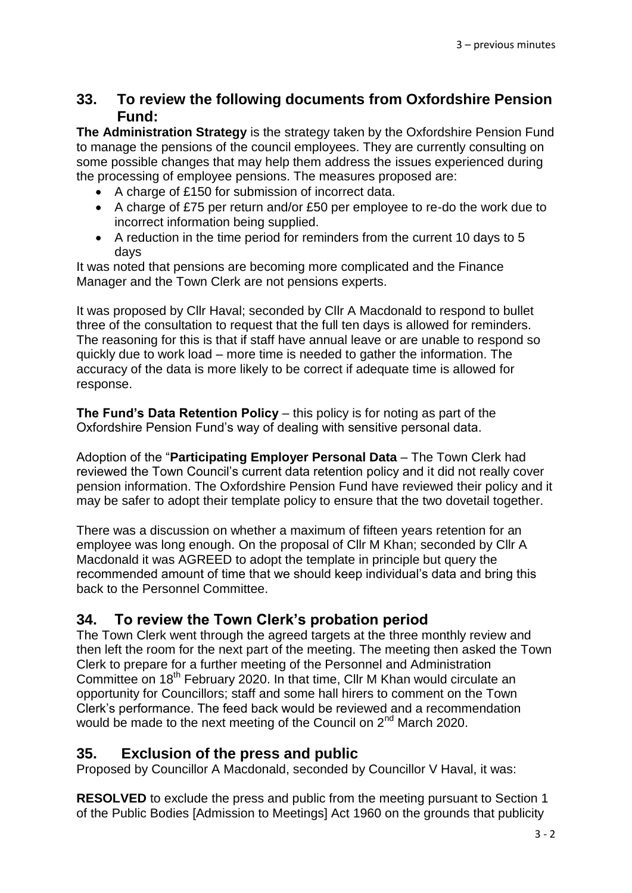## 33. To review the following documents from Oxfordshire Pension Fund:

**The Administration Strategy** is the strategy taken by the Oxfordshire Pension Fund to manage the pensions of the council employees. They are currently consulting on some possible changes that may help them address the issues experienced during the processing of employee pensions. The measures proposed are:

- A charge of £150 for submission of incorrect data.
- A charge of £75 per return and/or £50 per employee to re-do the work due to incorrect information being supplied.
- A reduction in the time period for reminders from the current 10 days to 5 days

It was noted that pensions are becoming more complicated and the Finance Manager and the Town Clerk are not pensions experts.

It was proposed by Cllr Haval; seconded by Cllr A Macdonald to respond to bullet three of the consultation to request that the full ten days is allowed for reminders. The reasoning for this is that if staff have annual leave or are unable to respond so quickly due to work load – more time is needed to gather the information. The accuracy of the data is more likely to be correct if adequate time is allowed for response.

**The Fund's Data Retention Policy** – this policy is for noting as part of the Oxfordshire Pension Fund's way of dealing with sensitive personal data.

Adoption of the "**Participating Employer Personal Data** – The Town Clerk had reviewed the Town Council's current data retention policy and it did not really cover pension information. The Oxfordshire Pension Fund have reviewed their policy and it may be safer to adopt their template policy to ensure that the two dovetail together.

There was a discussion on whether a maximum of fifteen years retention for an employee was long enough. On the proposal of Cllr M Khan; seconded by Cllr A Macdonald it was AGREED to adopt the template in principle but query the recommended amount of time that we should keep individual's data and bring this back to the Personnel Committee.

## 34. To review the Town Clerk's probation period

The Town Clerk went through the agreed targets at the three monthly review and then left the room for the next part of the meeting. The meeting then asked the Town Clerk to prepare for a further meeting of the Personnel and Administration Committee on 18th February 2020. In that time, Cllr M Khan would circulate an opportunity for Councillors; staff and some hall hirers to comment on the Town Clerk's performance. The feed back would be reviewed and a recommendation would be made to the next meeting of the Council on 2nd March 2020.

## 35. Exclusion of the press and public

Proposed by Councillor A Macdonald, seconded by Councillor V Haval, it was:

**RESOLVED** to exclude the press and public from the meeting pursuant to Section 1 of the Public Bodies [Admission to Meetings] Act 1960 on the grounds that publicity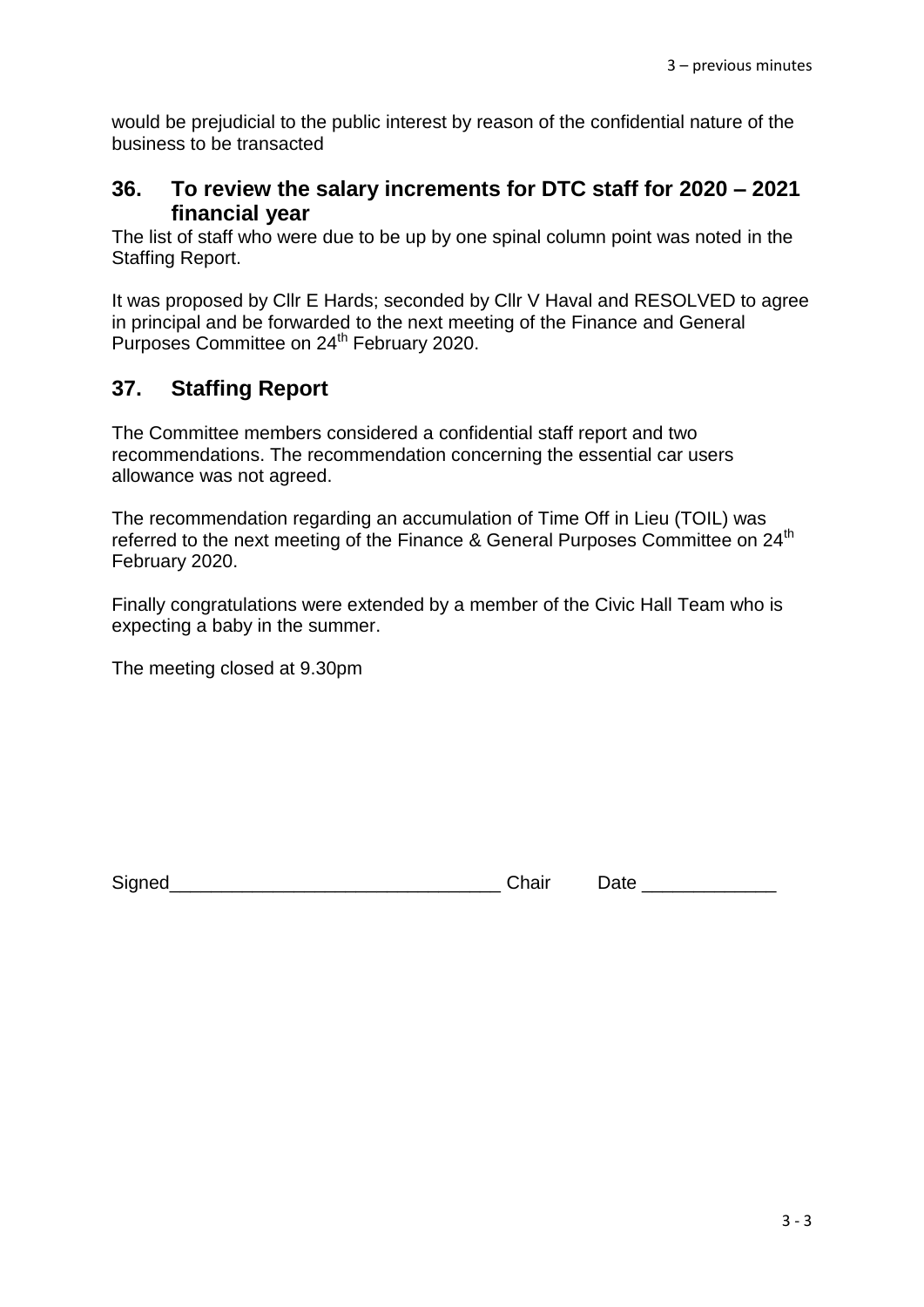would be prejudicial to the public interest by reason of the confidential nature of the business to be transacted

## 36. To review the salary increments for DTC staff for 2020 – 2021 financial year

The list of staff who were due to be up by one spinal column point was noted in the Staffing Report.

It was proposed by Cllr E Hards; seconded by Cllr V Haval and RESOLVED to agree in principal and be forwarded to the next meeting of the Finance and General Purposes Committee on 24th February 2020.

## 37. Staffing Report

The Committee members considered a confidential staff report and two recommendations. The recommendation concerning the essential car users allowance was not agreed.

The recommendation regarding an accumulation of Time Off in Lieu (TOIL) was referred to the next meeting of the Finance & General Purposes Committee on 24th February 2020.

Finally congratulations were extended by a member of the Civic Hall Team who is expecting a baby in the summer.

The meeting closed at 9.30pm

Signed________________________________ Chair Date _____________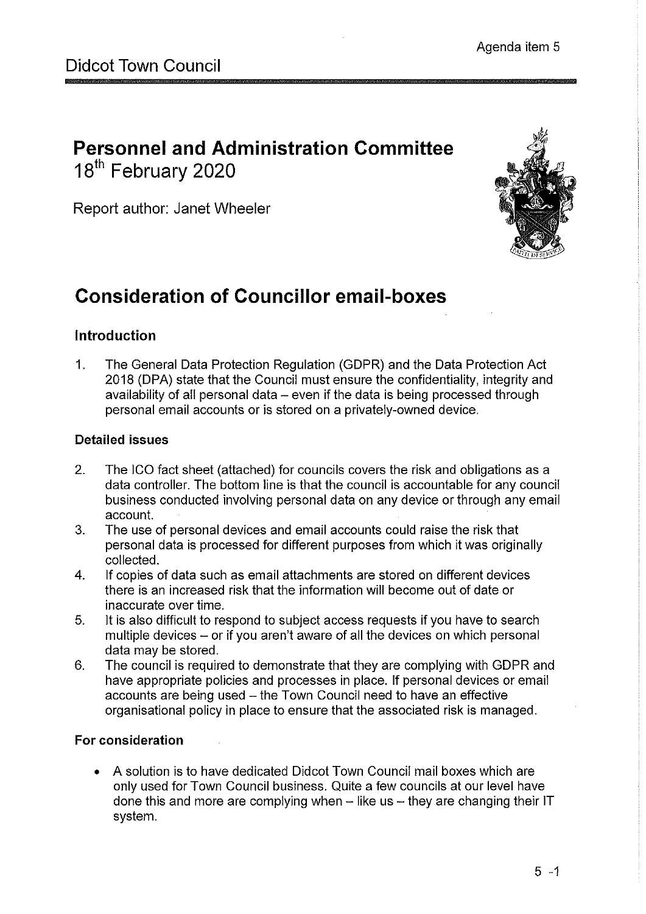Agenda item 5

Didcot Town Council

# Personnel and Administration Committee

18th February 2020

Report author: Janet Wheeler

# Consideration of Councillor email-boxes

### Introduction

1. The General Data Protection Regulation (GDPR) and the Data Protection Act 2018 (DPA) state that the Council must ensure the confidentiality, integrity and availability of all personal data – even if the data is being processed through personal email accounts or is stored on a privately-owned device.

### Detailed issues

2. The ICO fact sheet (attached) for councils covers the risk and obligations as a data controller. The bottom line is that the council is accountable for any council business conducted involving personal data on any device or through any email account.
3. The use of personal devices and email accounts could raise the risk that personal data is processed for different purposes from which it was originally collected.
4. If copies of data such as email attachments are stored on different devices there is an increased risk that the information will become out of date or inaccurate over time.
5. It is also difficult to respond to subject access requests if you have to search multiple devices – or if you aren't aware of all the devices on which personal data may be stored.
6. The council is required to demonstrate that they are complying with GDPR and have appropriate policies and processes in place. If personal devices or email accounts are being used – the Town Council need to have an effective organisational policy in place to ensure that the associated risk is managed.

### For consideration

- A solution is to have dedicated Didcot Town Council mail boxes which are only used for Town Council business. Quite a few councils at our level have done this and more are complying when – like us – they are changing their IT system.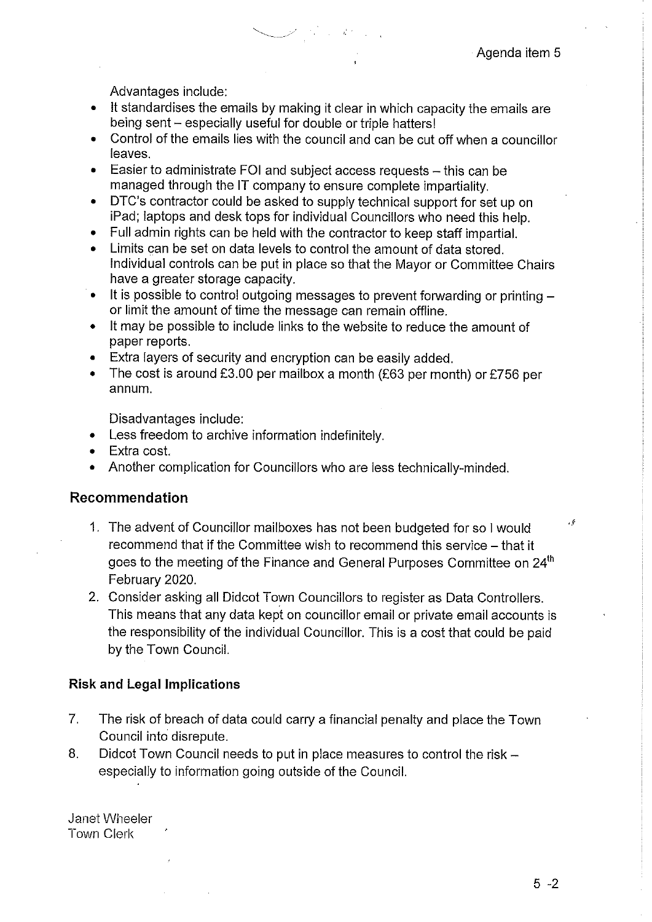Advantages include:

- It standardises the emails by making it clear in which capacity the emails are being sent – especially useful for double or triple hatters!
- Control of the emails lies with the council and can be cut off when a councillor leaves.
- Easier to administrate FOI and subject access requests – this can be managed through the IT company to ensure complete impartiality.
- DTC's contractor could be asked to supply technical support for set up on iPad; laptops and desk tops for individual Councillors who need this help.
- Full admin rights can be held with the contractor to keep staff impartial.
- Limits can be set on data levels to control the amount of data stored. Individual controls can be put in place so that the Mayor or Committee Chairs have a greater storage capacity.
- It is possible to control outgoing messages to prevent forwarding or printing – or limit the amount of time the message can remain offline.
- It may be possible to include links to the website to reduce the amount of paper reports.
- Extra layers of security and encryption can be easily added.
- The cost is around £3.00 per mailbox a month (£63 per month) or £756 per annum.

Disadvantages include:

- Less freedom to archive information indefinitely.
- Extra cost.
- Another complication for Councillors who are less technically-minded.

## Recommendation

1. The advent of Councillor mailboxes has not been budgeted for so I would recommend that if the Committee wish to recommend this service – that it goes to the meeting of the Finance and General Purposes Committee on 24th February 2020.
2. Consider asking all Didcot Town Councillors to register as Data Controllers. This means that any data kept on councillor email or private email accounts is the responsibility of the individual Councillor. This is a cost that could be paid by the Town Council.

### Risk and Legal Implications

7. The risk of breach of data could carry a financial penalty and place the Town Council into disrepute.
8. Didcot Town Council needs to put in place measures to control the risk – especially to information going outside of the Council.

Janet Wheeler
Town Clerk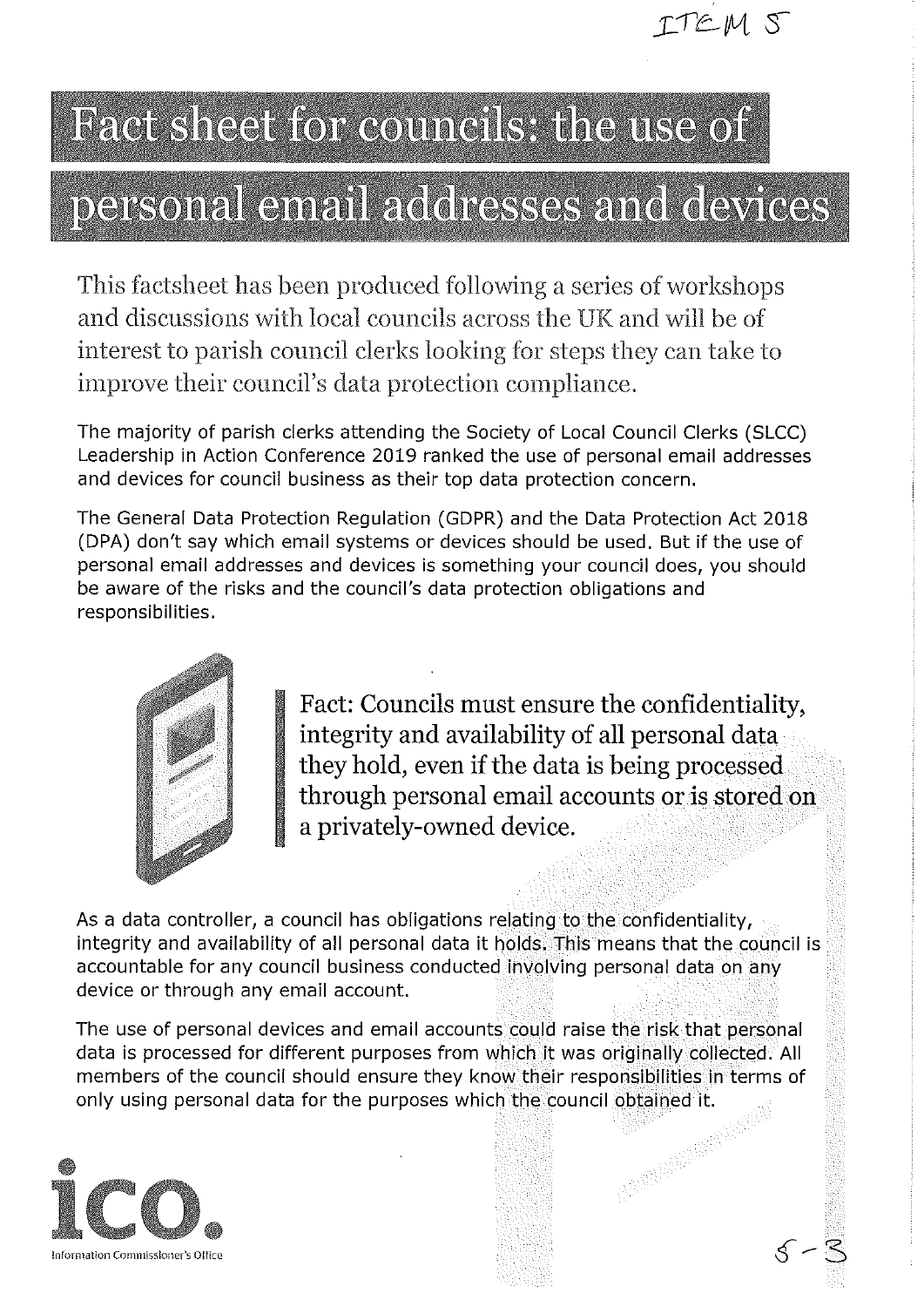ITEM 5

# Fact sheet for councils: the use of personal email addresses and devices

This factsheet has been produced following a series of workshops and discussions with local councils across the UK and will be of interest to parish council clerks looking for steps they can take to improve their council's data protection compliance.

The majority of parish clerks attending the Society of Local Council Clerks (SLCC) Leadership in Action Conference 2019 ranked the use of personal email addresses and devices for council business as their top data protection concern.

The General Data Protection Regulation (GDPR) and the Data Protection Act 2018 (DPA) don't say which email systems or devices should be used. But if the use of personal email addresses and devices is something your council does, you should be aware of the risks and the council's data protection obligations and responsibilities.

> Fact: Councils must ensure the confidentiality, integrity and availability of all personal data they hold, even if the data is being processed through personal email accounts or is stored on a privately-owned device.

As a data controller, a council has obligations relating to the confidentiality, integrity and availability of all personal data it holds. This means that the council is accountable for any council business conducted involving personal data on any device or through any email account.

The use of personal devices and email accounts could raise the risk that personal data is processed for different purposes from which it was originally collected. All members of the council should ensure they know their responsibilities in terms of only using personal data for the purposes which the council obtained it.

ico. Information Commissioner's Office

5-3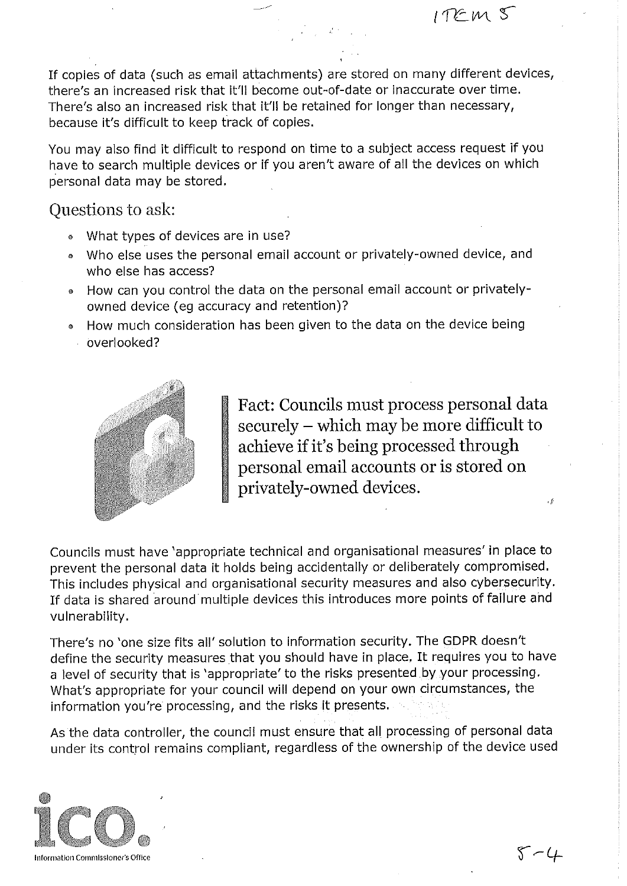If copies of data (such as email attachments) are stored on many different devices, there's an increased risk that it'll become out-of-date or inaccurate over time. There's also an increased risk that it'll be retained for longer than necessary, because it's difficult to keep track of copies.

You may also find it difficult to respond on time to a subject access request if you have to search multiple devices or if you aren't aware of all the devices on which personal data may be stored.

## Questions to ask:

- What types of devices are in use?
- Who else uses the personal email account or privately-owned device, and who else has access?
- How can you control the data on the personal email account or privately-owned device (eg accuracy and retention)?
- How much consideration has been given to the data on the device being overlooked?

> Fact: Councils must process personal data securely – which may be more difficult to achieve if it's being processed through personal email accounts or is stored on privately-owned devices.

Councils must have 'appropriate technical and organisational measures' in place to prevent the personal data it holds being accidentally or deliberately compromised. This includes physical and organisational security measures and also cybersecurity. If data is shared around multiple devices this introduces more points of failure and vulnerability.

There's no 'one size fits all' solution to information security. The GDPR doesn't define the security measures that you should have in place. It requires you to have a level of security that is 'appropriate' to the risks presented by your processing. What's appropriate for your council will depend on your own circumstances, the information you're processing, and the risks it presents.

As the data controller, the council must ensure that all processing of personal data under its control remains compliant, regardless of the ownership of the device used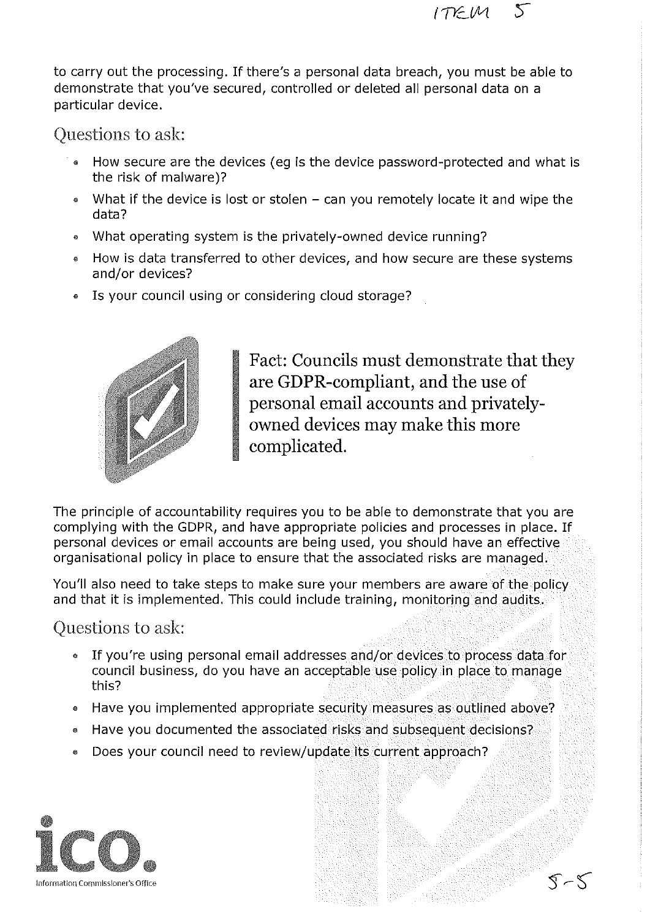to carry out the processing. If there's a personal data breach, you must be able to demonstrate that you've secured, controlled or deleted all personal data on a particular device.

## Questions to ask:

- How secure are the devices (eg is the device password-protected and what is the risk of malware)?
- What if the device is lost or stolen – can you remotely locate it and wipe the data?
- What operating system is the privately-owned device running?
- How is data transferred to other devices, and how secure are these systems and/or devices?
- Is your council using or considering cloud storage?

> Fact: Councils must demonstrate that they are GDPR-compliant, and the use of personal email accounts and privately-owned devices may make this more complicated.

The principle of accountability requires you to be able to demonstrate that you are complying with the GDPR, and have appropriate policies and processes in place. If personal devices or email accounts are being used, you should have an effective organisational policy in place to ensure that the associated risks are managed.

You'll also need to take steps to make sure your members are aware of the policy and that it is implemented. This could include training, monitoring and audits.

## Questions to ask:

- If you're using personal email addresses and/or devices to process data for council business, do you have an acceptable use policy in place to manage this?
- Have you implemented appropriate security measures as outlined above?
- Have you documented the associated risks and subsequent decisions?
- Does your council need to review/update its current approach?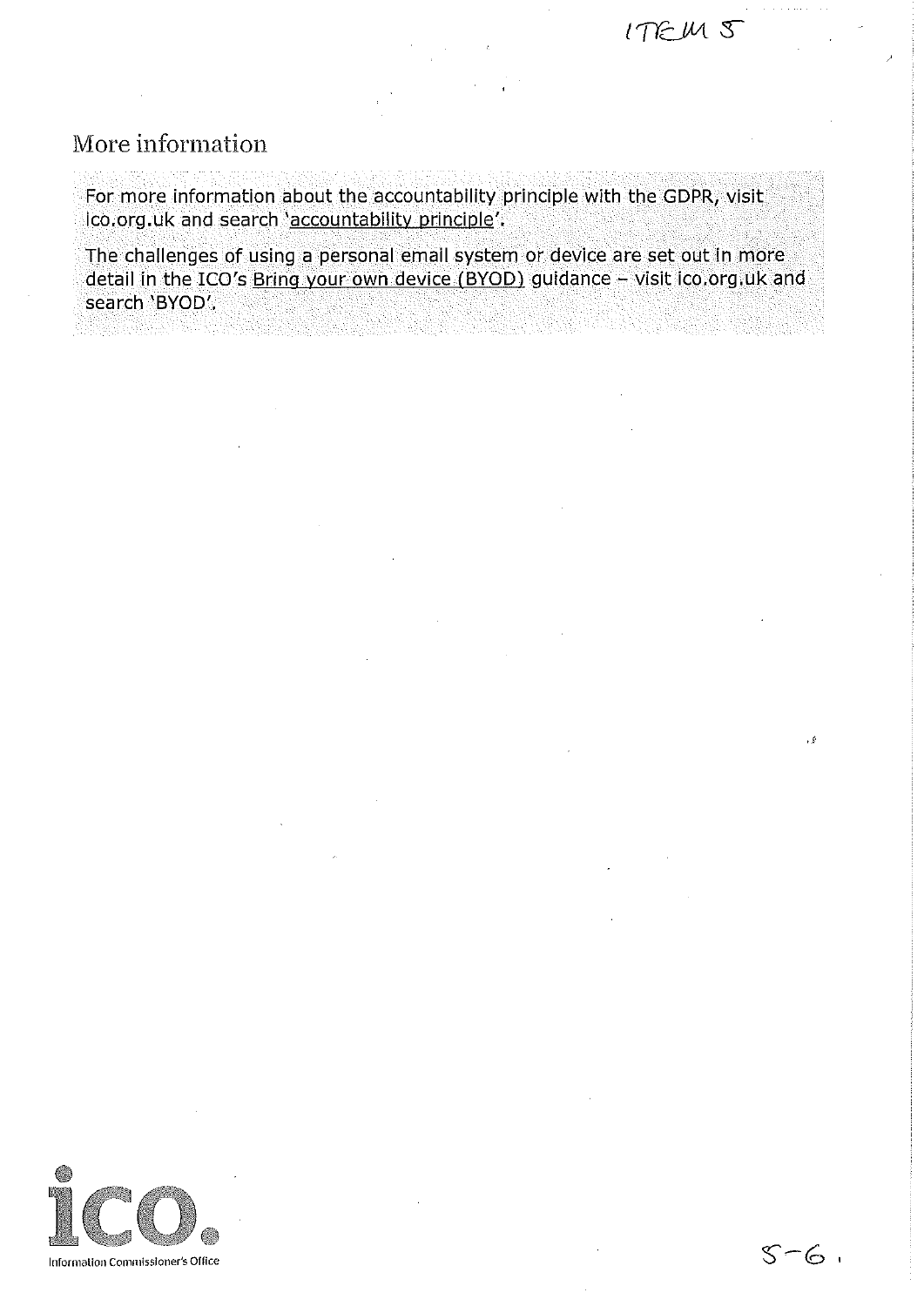ITEM 5

## More information

For more information about the accountability principle with the GDPR, visit ico.org.uk and search 'accountability principle'.

The challenges of using a personal email system or device are set out in more detail in the ICO's Bring your own device (BYOD) guidance – visit ico.org.uk and search 'BYOD'.

Information Commissioner's Office

5-6.